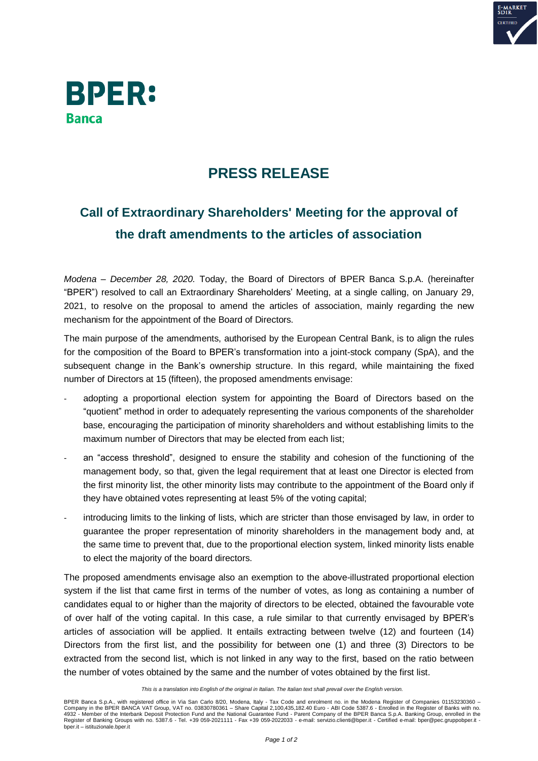BPER:
Banca

# PRESS RELEASE

## Call of Extraordinary Shareholders' Meeting for the approval of the draft amendments to the articles of association

*Modena – December 28, 2020.* Today, the Board of Directors of BPER Banca S.p.A. (hereinafter "BPER") resolved to call an Extraordinary Shareholders' Meeting, at a single calling, on January 29, 2021, to resolve on the proposal to amend the articles of association, mainly regarding the new mechanism for the appointment of the Board of Directors.

The main purpose of the amendments, authorised by the European Central Bank, is to align the rules for the composition of the Board to BPER's transformation into a joint-stock company (SpA), and the subsequent change in the Bank's ownership structure. In this regard, while maintaining the fixed number of Directors at 15 (fifteen), the proposed amendments envisage:

- adopting a proportional election system for appointing the Board of Directors based on the "quotient" method in order to adequately representing the various components of the shareholder base, encouraging the participation of minority shareholders and without establishing limits to the maximum number of Directors that may be elected from each list;
- an "access threshold", designed to ensure the stability and cohesion of the functioning of the management body, so that, given the legal requirement that at least one Director is elected from the first minority list, the other minority lists may contribute to the appointment of the Board only if they have obtained votes representing at least 5% of the voting capital;
- introducing limits to the linking of lists, which are stricter than those envisaged by law, in order to guarantee the proper representation of minority shareholders in the management body and, at the same time to prevent that, due to the proportional election system, linked minority lists enable to elect the majority of the board directors.

The proposed amendments envisage also an exemption to the above-illustrated proportional election system if the list that came first in terms of the number of votes, as long as containing a number of candidates equal to or higher than the majority of directors to be elected, obtained the favourable vote of over half of the voting capital. In this case, a rule similar to that currently envisaged by BPER's articles of association will be applied. It entails extracting between twelve (12) and fourteen (14) Directors from the first list, and the possibility for between one (1) and three (3) Directors to be extracted from the second list, which is not linked in any way to the first, based on the ratio between the number of votes obtained by the same and the number of votes obtained by the first list.

*This is a translation into English of the original in Italian. The Italian text shall prevail over the English version.*

BPER Banca S.p.A., with registered office in Via San Carlo 8/20, Modena, Italy - Tax Code and enrolment no. in the Modena Register of Companies 01153230360 – Company in the BPER BANCA VAT Group, VAT no. 03830780361 – Share Capital 2,100,435,182.40 Euro - ABI Code 5387.6 - Enrolled in the Register of Banks with no. 4932 - Member of the Interbank Deposit Protection Fund and the National Guarantee Fund - Parent Company of the BPER Banca S.p.A. Banking Group, enrolled in the Register of Banking Groups with no. 5387.6 - Tel. +39 059-2021111 - Fax +39 059-2022033 - e-mail: servizio.clienti@bper.it - Certified e-mail: bper@pec.gruppobper.it - bper.it – istituzionale.bper.it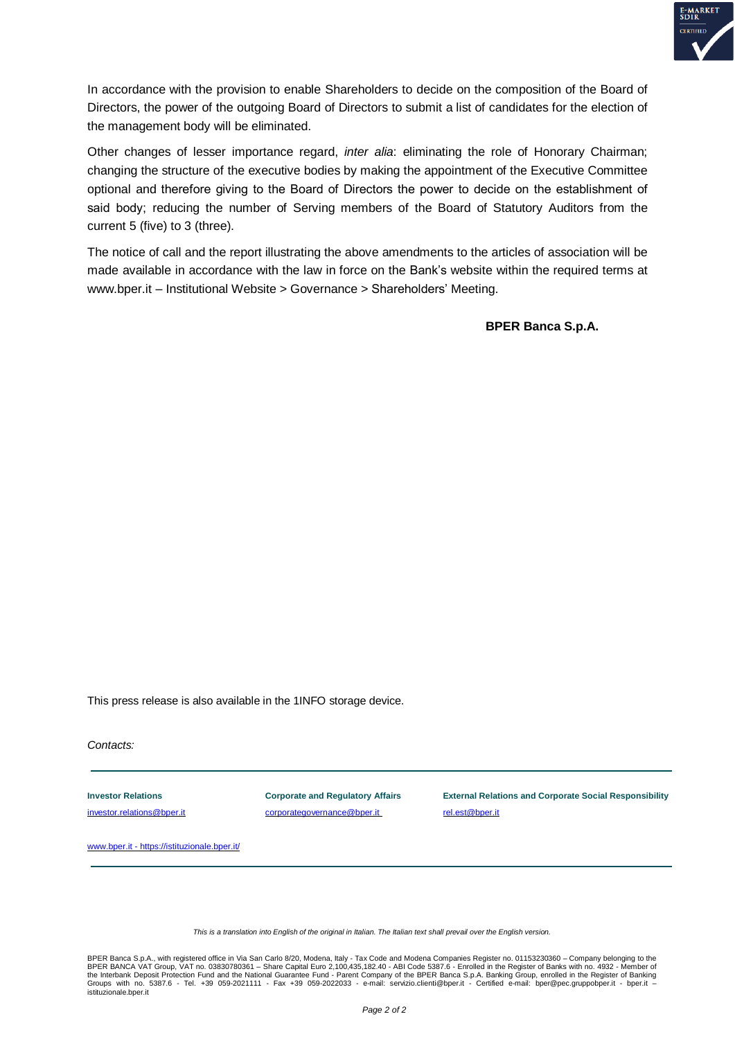In accordance with the provision to enable Shareholders to decide on the composition of the Board of Directors, the power of the outgoing Board of Directors to submit a list of candidates for the election of the management body will be eliminated.

Other changes of lesser importance regard, *inter alia*: eliminating the role of Honorary Chairman; changing the structure of the executive bodies by making the appointment of the Executive Committee optional and therefore giving to the Board of Directors the power to decide on the establishment of said body; reducing the number of Serving members of the Board of Statutory Auditors from the current 5 (five) to 3 (three).

The notice of call and the report illustrating the above amendments to the articles of association will be made available in accordance with the law in force on the Bank's website within the required terms at www.bper.it – Institutional Website > Governance > Shareholders' Meeting.

**BPER Banca S.p.A.**

This press release is also available in the 1INFO storage device.

*Contacts:*

**Investor Relations**
investor.relations@bper.it

**Corporate and Regulatory Affairs**
corporategovernance@bper.it

**External Relations and Corporate Social Responsibility**
rel.est@bper.it

www.bper.it - https://istituzionale.bper.it/

*This is a translation into English of the original in Italian. The Italian text shall prevail over the English version.*

BPER Banca S.p.A., with registered office in Via San Carlo 8/20, Modena, Italy - Tax Code and Modena Companies Register no. 01153230360 – Company belonging to the BPER BANCA VAT Group, VAT no. 03830780361 – Share Capital Euro 2,100,435,182.40 - ABI Code 5387.6 - Enrolled in the Register of Banks with no. 4932 - Member of the Interbank Deposit Protection Fund and the National Guarantee Fund - Parent Company of the BPER Banca S.p.A. Banking Group, enrolled in the Register of Banking Groups with no. 5387.6 - Tel. +39 059-2021111 - Fax +39 059-2022033 - e-mail: servizio.clienti@bper.it - Certified e-mail: bper@pec.gruppobper.it - bper.it – istituzionale.bper.it